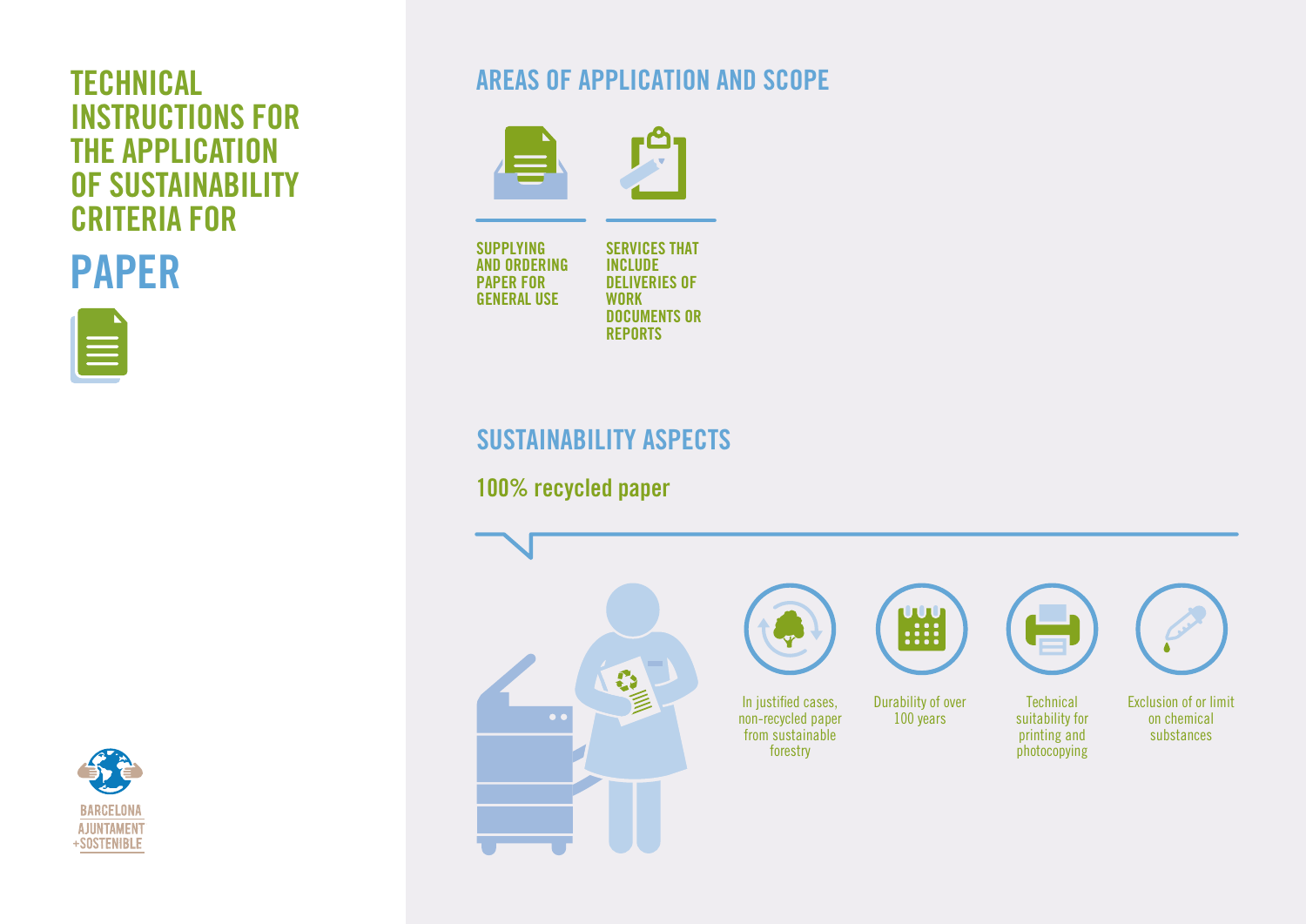# TECHNICAL INSTRUCTIONS FOR THE APPLICATION OF SUSTAINABILITY CRITERIA FOR

# PAPER

## AREAS OF APPLICATION AND SCOPE

- SUPPLYING AND ORDERING PAPER FOR GENERAL USE
- SERVICES THAT INCLUDE DELIVERIES OF WORK DOCUMENTS OR REPORTS

## SUSTAINABILITY ASPECTS

### 100% recycled paper

- In justified cases, non-recycled paper from sustainable forestry
- Durability of over 100 years
- Technical suitability for printing and photocopying
- Exclusion of or limit on chemical substances

BARCELONA AJUNTAMENT +SOSTENIBLE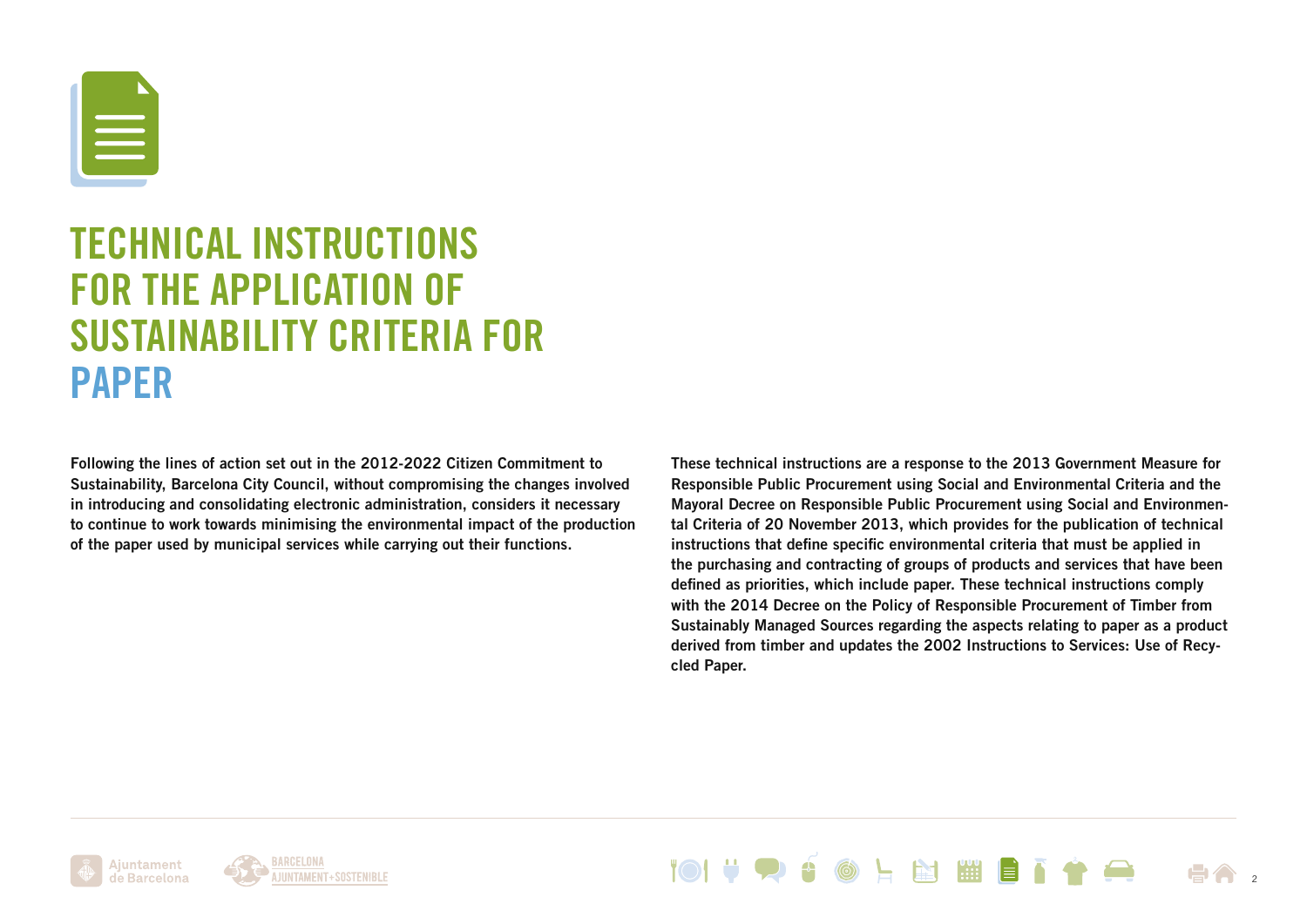# TECHNICAL INSTRUCTIONS FOR THE APPLICATION OF SUSTAINABILITY CRITERIA FOR PAPER

**Following the lines of action set out in the 2012-2022 Citizen Commitment to Sustainability, Barcelona City Council, without compromising the changes involved in introducing and consolidating electronic administration, considers it necessary to continue to work towards minimising the environmental impact of the production of the paper used by municipal services while carrying out their functions.**

**These technical instructions are a response to the 2013 Government Measure for Responsible Public Procurement using Social and Environmental Criteria and the Mayoral Decree on Responsible Public Procurement using Social and Environmental Criteria of 20 November 2013, which provides for the publication of technical instructions that define specific environmental criteria that must be applied in the purchasing and contracting of groups of products and services that have been defined as priorities, which include paper. These technical instructions comply with the 2014 Decree on the Policy of Responsible Procurement of Timber from Sustainably Managed Sources regarding the aspects relating to paper as a product derived from timber and updates the 2002 Instructions to Services: Use of Recycled Paper.**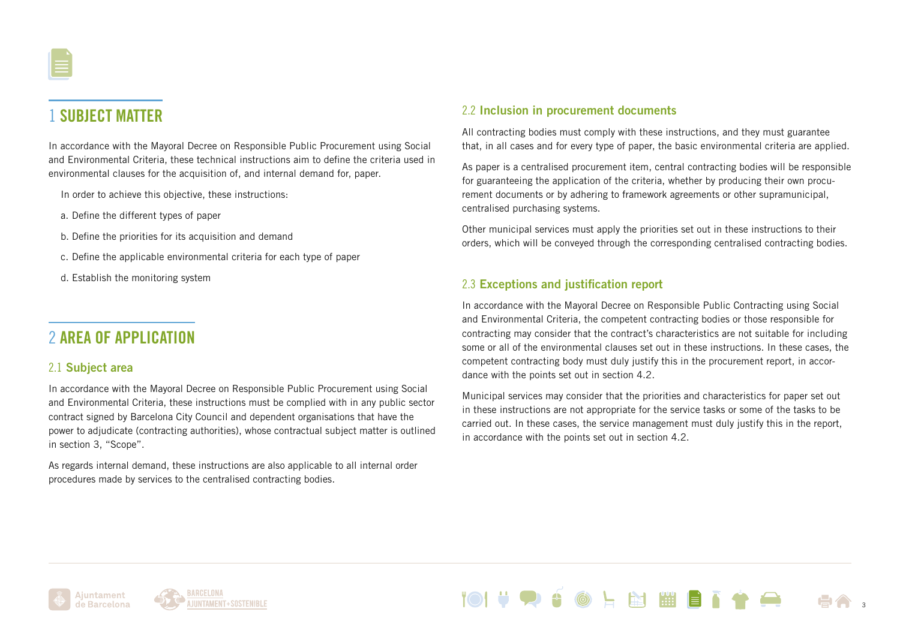# 1 SUBJECT MATTER

In accordance with the Mayoral Decree on Responsible Public Procurement using Social and Environmental Criteria, these technical instructions aim to define the criteria used in environmental clauses for the acquisition of, and internal demand for, paper.

In order to achieve this objective, these instructions:

a. Define the different types of paper

b. Define the priorities for its acquisition and demand

c. Define the applicable environmental criteria for each type of paper

d. Establish the monitoring system

# 2 AREA OF APPLICATION

## 2.1 Subject area

In accordance with the Mayoral Decree on Responsible Public Procurement using Social and Environmental Criteria, these instructions must be complied with in any public sector contract signed by Barcelona City Council and dependent organisations that have the power to adjudicate (contracting authorities), whose contractual subject matter is outlined in section 3, "Scope".

As regards internal demand, these instructions are also applicable to all internal order procedures made by services to the centralised contracting bodies.

## 2.2 Inclusion in procurement documents

All contracting bodies must comply with these instructions, and they must guarantee that, in all cases and for every type of paper, the basic environmental criteria are applied.

As paper is a centralised procurement item, central contracting bodies will be responsible for guaranteeing the application of the criteria, whether by producing their own procurement documents or by adhering to framework agreements or other supramunicipal, centralised purchasing systems.

Other municipal services must apply the priorities set out in these instructions to their orders, which will be conveyed through the corresponding centralised contracting bodies.

## 2.3 Exceptions and justification report

In accordance with the Mayoral Decree on Responsible Public Contracting using Social and Environmental Criteria, the competent contracting bodies or those responsible for contracting may consider that the contract's characteristics are not suitable for including some or all of the environmental clauses set out in these instructions. In these cases, the competent contracting body must duly justify this in the procurement report, in accordance with the points set out in section 4.2.

Municipal services may consider that the priorities and characteristics for paper set out in these instructions are not appropriate for the service tasks or some of the tasks to be carried out. In these cases, the service management must duly justify this in the report, in accordance with the points set out in section 4.2.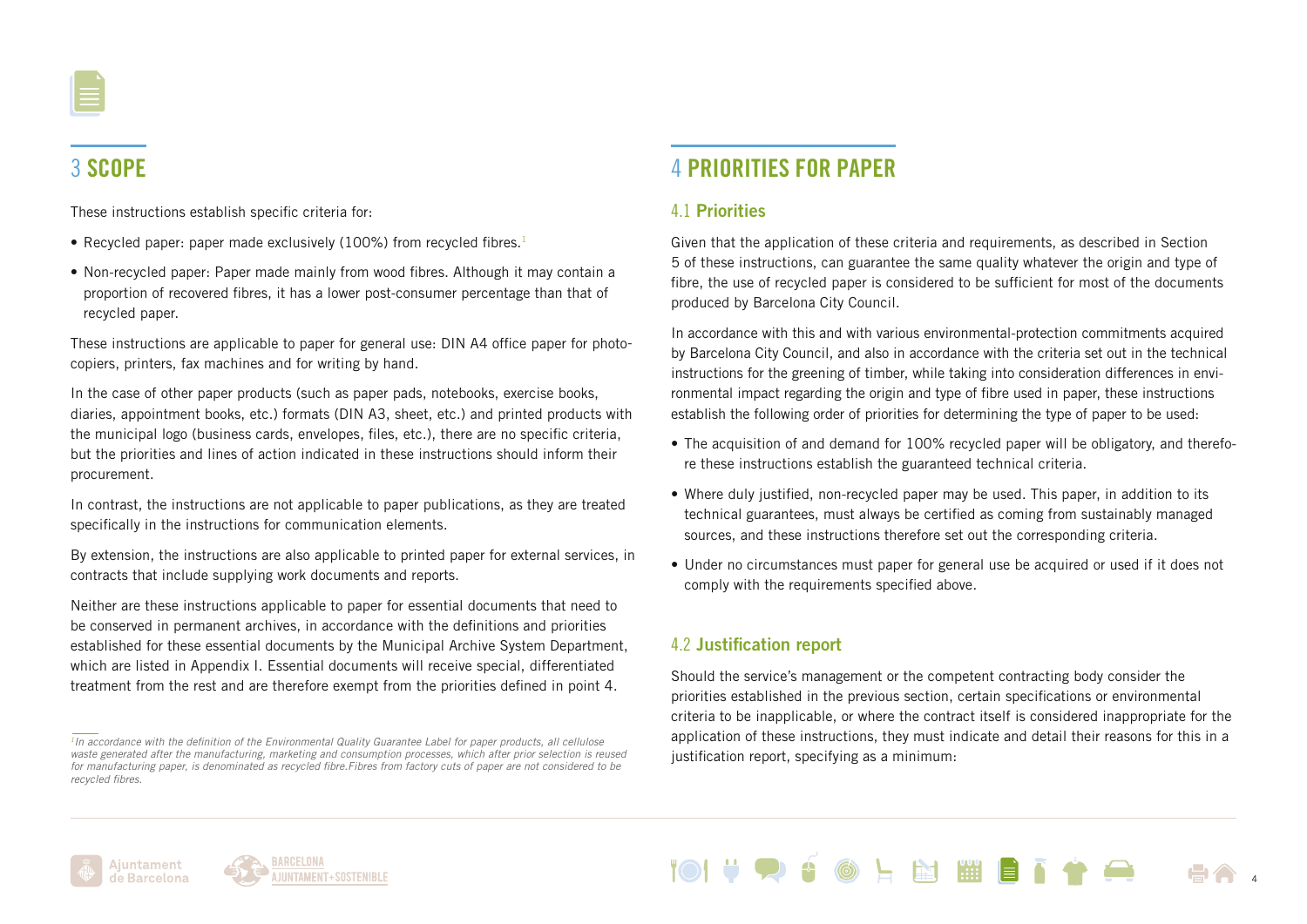# 3 SCOPE

These instructions establish specific criteria for:

- Recycled paper: paper made exclusively (100%) from recycled fibres.[1]
- Non-recycled paper: Paper made mainly from wood fibres. Although it may contain a proportion of recovered fibres, it has a lower post-consumer percentage than that of recycled paper.

These instructions are applicable to paper for general use: DIN A4 office paper for photocopiers, printers, fax machines and for writing by hand.

In the case of other paper products (such as paper pads, notebooks, exercise books, diaries, appointment books, etc.) formats (DIN A3, sheet, etc.) and printed products with the municipal logo (business cards, envelopes, files, etc.), there are no specific criteria, but the priorities and lines of action indicated in these instructions should inform their procurement.

In contrast, the instructions are not applicable to paper publications, as they are treated specifically in the instructions for communication elements.

By extension, the instructions are also applicable to printed paper for external services, in contracts that include supplying work documents and reports.

Neither are these instructions applicable to paper for essential documents that need to be conserved in permanent archives, in accordance with the definitions and priorities established for these essential documents by the Municipal Archive System Department, which are listed in Appendix I. Essential documents will receive special, differentiated treatment from the rest and are therefore exempt from the priorities defined in point 4.

*[1] In accordance with the definition of the Environmental Quality Guarantee Label for paper products, all cellulose waste generated after the manufacturing, marketing and consumption processes, which after prior selection is reused for manufacturing paper, is denominated as recycled fibre. Fibres from factory cuts of paper are not considered to be recycled fibres.*

# 4 PRIORITIES FOR PAPER

## 4.1 Priorities

Given that the application of these criteria and requirements, as described in Section 5 of these instructions, can guarantee the same quality whatever the origin and type of fibre, the use of recycled paper is considered to be sufficient for most of the documents produced by Barcelona City Council.

In accordance with this and with various environmental-protection commitments acquired by Barcelona City Council, and also in accordance with the criteria set out in the technical instructions for the greening of timber, while taking into consideration differences in environmental impact regarding the origin and type of fibre used in paper, these instructions establish the following order of priorities for determining the type of paper to be used:

- The acquisition of and demand for 100% recycled paper will be obligatory, and therefore these instructions establish the guaranteed technical criteria.
- Where duly justified, non-recycled paper may be used. This paper, in addition to its technical guarantees, must always be certified as coming from sustainably managed sources, and these instructions therefore set out the corresponding criteria.
- Under no circumstances must paper for general use be acquired or used if it does not comply with the requirements specified above.

## 4.2 Justification report

Should the service's management or the competent contracting body consider the priorities established in the previous section, certain specifications or environmental criteria to be inapplicable, or where the contract itself is considered inappropriate for the application of these instructions, they must indicate and detail their reasons for this in a justification report, specifying as a minimum: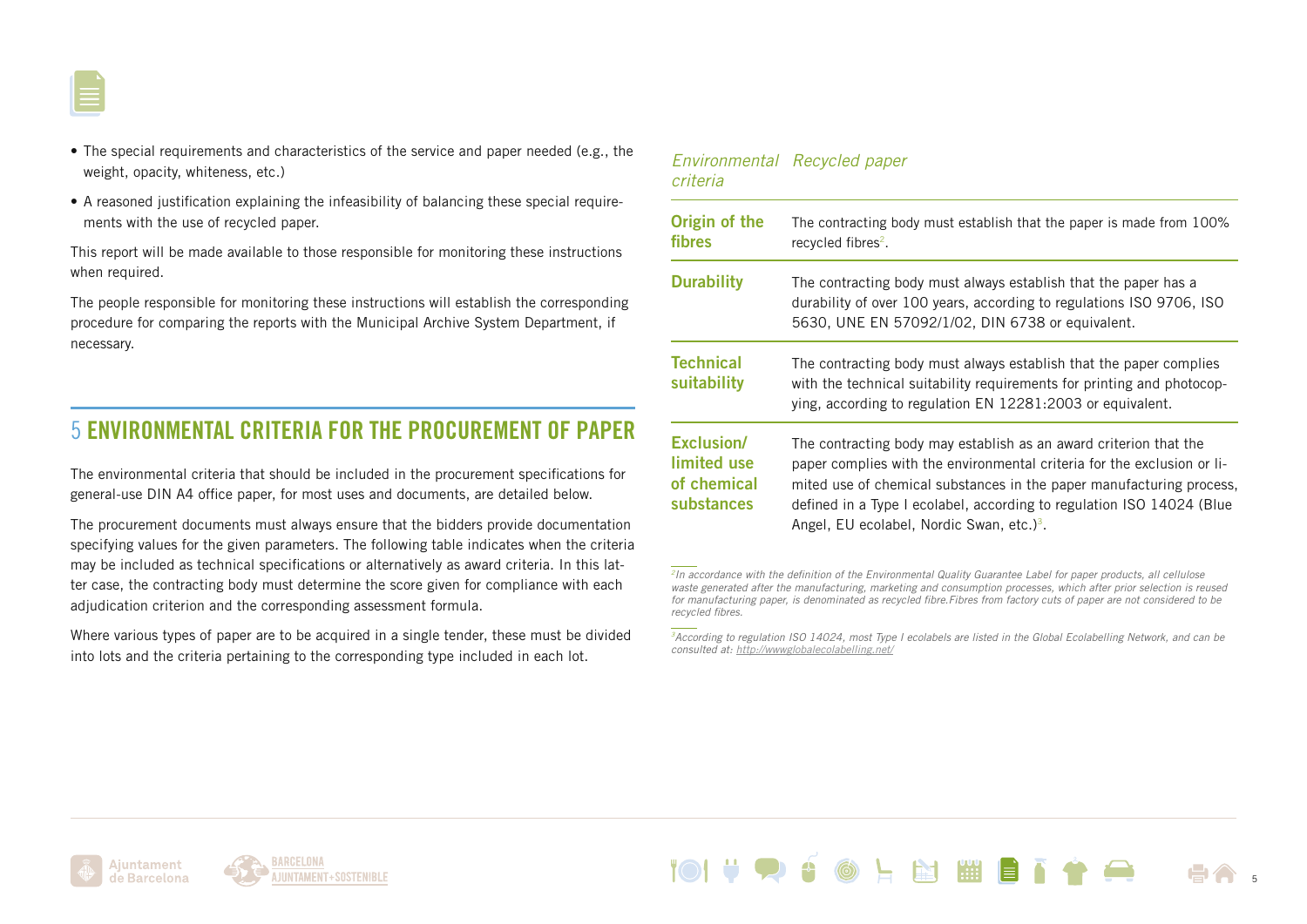- The special requirements and characteristics of the service and paper needed (e.g., the weight, opacity, whiteness, etc.)
- A reasoned justification explaining the infeasibility of balancing these special requirements with the use of recycled paper.

This report will be made available to those responsible for monitoring these instructions when required.

The people responsible for monitoring these instructions will establish the corresponding procedure for comparing the reports with the Municipal Archive System Department, if necessary.

## 5 ENVIRONMENTAL CRITERIA FOR THE PROCUREMENT OF PAPER

The environmental criteria that should be included in the procurement specifications for general-use DIN A4 office paper, for most uses and documents, are detailed below.

The procurement documents must always ensure that the bidders provide documentation specifying values for the given parameters. The following table indicates when the criteria may be included as technical specifications or alternatively as award criteria. In this latter case, the contracting body must determine the score given for compliance with each adjudication criterion and the corresponding assessment formula.

Where various types of paper are to be acquired in a single tender, these must be divided into lots and the criteria pertaining to the corresponding type included in each lot.

| *Environmental criteria* | *Recycled paper* |
|---|---|
| **Origin of the fibres** | The contracting body must establish that the paper is made from 100% recycled fibres[2]. |
| **Durability** | The contracting body must always establish that the paper has a durability of over 100 years, according to regulations ISO 9706, ISO 5630, UNE EN 57092/1/02, DIN 6738 or equivalent. |
| **Technical suitability** | The contracting body must always establish that the paper complies with the technical suitability requirements for printing and photocopying, according to regulation EN 12281:2003 or equivalent. |
| **Exclusion/ limited use of chemical substances** | The contracting body may establish as an award criterion that the paper complies with the environmental criteria for the exclusion or limited use of chemical substances in the paper manufacturing process, defined in a Type I ecolabel, according to regulation ISO 14024 (Blue Angel, EU ecolabel, Nordic Swan, etc.)[3]. |

*[2] In accordance with the definition of the Environmental Quality Guarantee Label for paper products, all cellulose waste generated after the manufacturing, marketing and consumption processes, which after prior selection is reused for manufacturing paper, is denominated as recycled fibre.Fibres from factory cuts of paper are not considered to be recycled fibres.*

*[3] According to regulation ISO 14024, most Type I ecolabels are listed in the Global Ecolabelling Network, and can be consulted at: http://wwwglobalecolabelling.net/*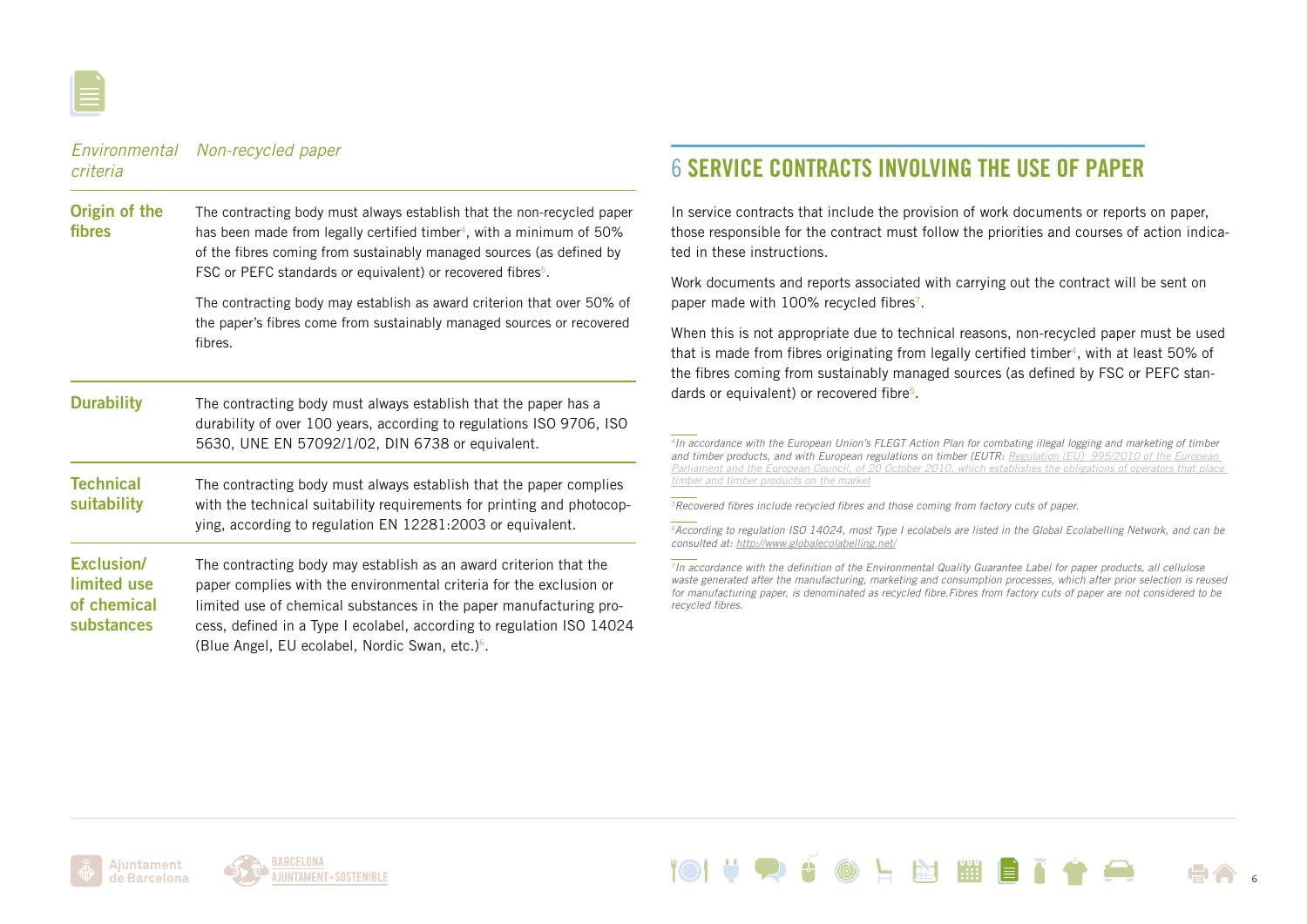| *Environmental criteria* | *Non-recycled paper* |
| --- | --- |
| **Origin of the fibres** | The contracting body must always establish that the non-recycled paper has been made from legally certified timber[4], with a minimum of 50% of the fibres coming from sustainably managed sources (as defined by FSC or PEFC standards or equivalent) or recovered fibres[5].<br><br>The contracting body may establish as award criterion that over 50% of the paper's fibres come from sustainably managed sources or recovered fibres. |
| **Durability** | The contracting body must always establish that the paper has a durability of over 100 years, according to regulations ISO 9706, ISO 5630, UNE EN 57092/1/02, DIN 6738 or equivalent. |
| **Technical suitability** | The contracting body must always establish that the paper complies with the technical suitability requirements for printing and photocopying, according to regulation EN 12281:2003 or equivalent. |
| **Exclusion/ limited use of chemical substances** | The contracting body may establish as an award criterion that the paper complies with the environmental criteria for the exclusion or limited use of chemical substances in the paper manufacturing process, defined in a Type I ecolabel, according to regulation ISO 14024 (Blue Angel, EU ecolabel, Nordic Swan, etc.)[6]. |

## 6 SERVICE CONTRACTS INVOLVING THE USE OF PAPER

In service contracts that include the provision of work documents or reports on paper, those responsible for the contract must follow the priorities and courses of action indicated in these instructions.

Work documents and reports associated with carrying out the contract will be sent on paper made with 100% recycled fibres[7].

When this is not appropriate due to technical reasons, non-recycled paper must be used that is made from fibres originating from legally certified timber[4], with at least 50% of the fibres coming from sustainably managed sources (as defined by FSC or PEFC standards or equivalent) or recovered fibre[5].

---

*[4]In accordance with the European Union's FLEGT Action Plan for combating illegal logging and marketing of timber and timber products, and with European regulations on timber (EUTR: Regulation (EU) 995/2010 of the European Parliament and the European Council, of 20 October 2010, which establishes the obligations of operators that place timber and timber products on the market*

*[5]Recovered fibres include recycled fibres and those coming from factory cuts of paper.*

*[6]According to regulation ISO 14024, most Type I ecolabels are listed in the Global Ecolabelling Network, and can be consulted at: http://www.globalecolabelling.net/*

*[7]In accordance with the definition of the Environmental Quality Guarantee Label for paper products, all cellulose waste generated after the manufacturing, marketing and consumption processes, which after prior selection is reused for manufacturing paper, is denominated as recycled fibre.Fibres from factory cuts of paper are not considered to be recycled fibres.*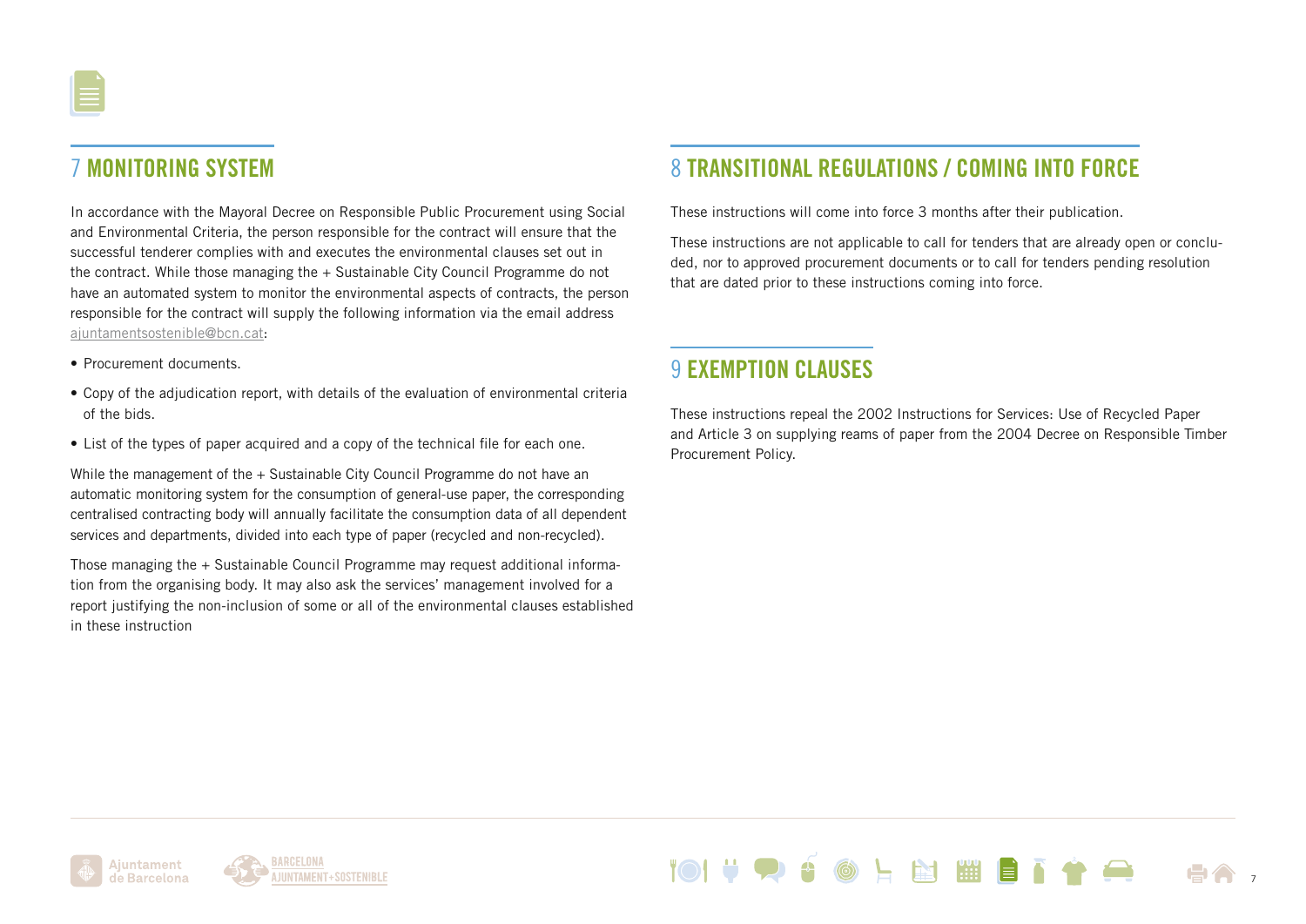## 7 MONITORING SYSTEM

In accordance with the Mayoral Decree on Responsible Public Procurement using Social and Environmental Criteria, the person responsible for the contract will ensure that the successful tenderer complies with and executes the environmental clauses set out in the contract. While those managing the + Sustainable City Council Programme do not have an automated system to monitor the environmental aspects of contracts, the person responsible for the contract will supply the following information via the email address ajuntamentsostenible@bcn.cat:

- Procurement documents.
- Copy of the adjudication report, with details of the evaluation of environmental criteria of the bids.
- List of the types of paper acquired and a copy of the technical file for each one.

While the management of the + Sustainable City Council Programme do not have an automatic monitoring system for the consumption of general-use paper, the corresponding centralised contracting body will annually facilitate the consumption data of all dependent services and departments, divided into each type of paper (recycled and non-recycled).

Those managing the + Sustainable Council Programme may request additional information from the organising body. It may also ask the services' management involved for a report justifying the non-inclusion of some or all of the environmental clauses established in these instruction

## 8 TRANSITIONAL REGULATIONS / COMING INTO FORCE

These instructions will come into force 3 months after their publication.

These instructions are not applicable to call for tenders that are already open or concluded, nor to approved procurement documents or to call for tenders pending resolution that are dated prior to these instructions coming into force.

## 9 EXEMPTION CLAUSES

These instructions repeal the 2002 Instructions for Services: Use of Recycled Paper and Article 3 on supplying reams of paper from the 2004 Decree on Responsible Timber Procurement Policy.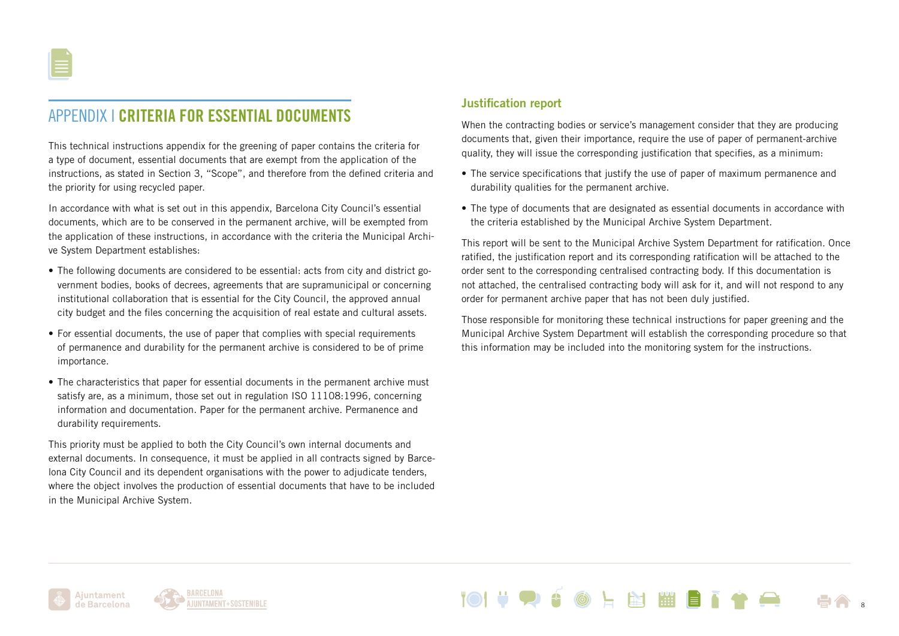# APPENDIX I **CRITERIA FOR ESSENTIAL DOCUMENTS**

This technical instructions appendix for the greening of paper contains the criteria for a type of document, essential documents that are exempt from the application of the instructions, as stated in Section 3, "Scope", and therefore from the defined criteria and the priority for using recycled paper.

In accordance with what is set out in this appendix, Barcelona City Council's essential documents, which are to be conserved in the permanent archive, will be exempted from the application of these instructions, in accordance with the criteria the Municipal Archive System Department establishes:

- The following documents are considered to be essential: acts from city and district government bodies, books of decrees, agreements that are supramunicipal or concerning institutional collaboration that is essential for the City Council, the approved annual city budget and the files concerning the acquisition of real estate and cultural assets.
- For essential documents, the use of paper that complies with special requirements of permanence and durability for the permanent archive is considered to be of prime importance.
- The characteristics that paper for essential documents in the permanent archive must satisfy are, as a minimum, those set out in regulation ISO 11108:1996, concerning information and documentation. Paper for the permanent archive. Permanence and durability requirements.

This priority must be applied to both the City Council's own internal documents and external documents. In consequence, it must be applied in all contracts signed by Barcelona City Council and its dependent organisations with the power to adjudicate tenders, where the object involves the production of essential documents that have to be included in the Municipal Archive System.

## Justification report

When the contracting bodies or service's management consider that they are producing documents that, given their importance, require the use of paper of permanent-archive quality, they will issue the corresponding justification that specifies, as a minimum:

- The service specifications that justify the use of paper of maximum permanence and durability qualities for the permanent archive.
- The type of documents that are designated as essential documents in accordance with the criteria established by the Municipal Archive System Department.

This report will be sent to the Municipal Archive System Department for ratification. Once ratified, the justification report and its corresponding ratification will be attached to the order sent to the corresponding centralised contracting body. If this documentation is not attached, the centralised contracting body will ask for it, and will not respond to any order for permanent archive paper that has not been duly justified.

Those responsible for monitoring these technical instructions for paper greening and the Municipal Archive System Department will establish the corresponding procedure so that this information may be included into the monitoring system for the instructions.